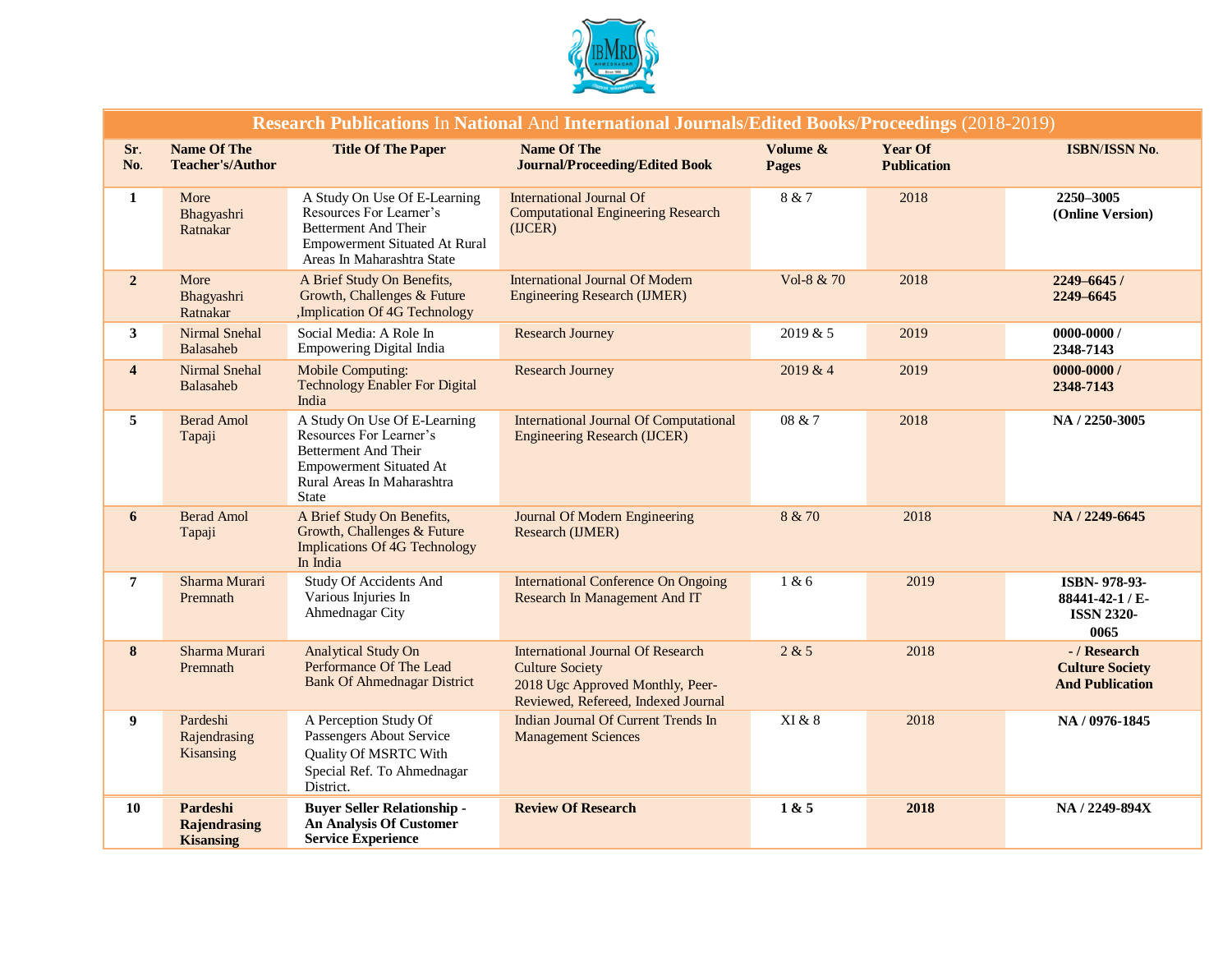**Research Publications In National And International Journals/Edited Books/Proceedings (2018-2019)**

| Sr. No. | Name Of The Teacher's/Author | Title Of The Paper | Name Of The Journal/Proceeding/Edited Book | Volume & Pages | Year Of Publication | ISBN/ISSN No. |
|---|---|---|---|---|---|---|
| 1 | More Bhagyashri Ratnakar | A Study On Use Of E-Learning Resources For Learner's Betterment And Their Empowerment Situated At Rural Areas In Maharashtra State | International Journal Of Computational Engineering Research (IJCER) | 8 & 7 | 2018 | **2250–3005 (Online Version)** |
| 2 | More Bhagyashri Ratnakar | A Brief Study On Benefits, Growth, Challenges & Future ,Implication Of 4G Technology | International Journal Of Modern Engineering Research (IJMER) | Vol-8 & 70 | 2018 | **2249–6645 / 2249–6645** |
| 3 | Nirmal Snehal Balasaheb | Social Media: A Role In Empowering Digital India | Research Journey | 2019 & 5 | 2019 | **0000-0000 / 2348-7143** |
| 4 | Nirmal Snehal Balasaheb | Mobile Computing: Technology Enabler For Digital India | Research Journey | 2019 & 4 | 2019 | **0000-0000 / 2348-7143** |
| 5 | Berad Amol Tapaji | A Study On Use Of E-Learning Resources For Learner's Betterment And Their Empowerment Situated At Rural Areas In Maharashtra State | International Journal Of Computational Engineering Research (IJCER) | 08 & 7 | 2018 | **NA / 2250-3005** |
| 6 | Berad Amol Tapaji | A Brief Study On Benefits, Growth, Challenges & Future Implications Of 4G Technology In India | Journal Of Modern Engineering Research (IJMER) | 8 & 70 | 2018 | **NA / 2249-6645** |
| 7 | Sharma Murari Premnath | Study Of Accidents And Various Injuries In Ahmednagar City | International Conference On Ongoing Research In Management And IT | 1 & 6 | 2019 | **ISBN- 978-93-88441-42-1 / E-ISSN 2320-0065** |
| 8 | Sharma Murari Premnath | Analytical Study On Performance Of The Lead Bank Of Ahmednagar District | International Journal Of Research Culture Society 2018 Ugc Approved Monthly, Peer-Reviewed, Refereed, Indexed Journal | 2 & 5 | 2018 | **- / Research Culture Society And Publication** |
| 9 | Pardeshi Rajendrasing Kisansing | A Perception Study Of Passengers About Service Quality Of MSRTC With Special Ref. To Ahmednagar District. | Indian Journal Of Current Trends In Management Sciences | XI & 8 | 2018 | **NA / 0976-1845** |
| 10 | **Pardeshi Rajendrasing Kisansing** | **Buyer Seller Relationship - An Analysis Of Customer Service Experience** | **Review Of Research** | **1 & 5** | **2018** | **NA / 2249-894X** |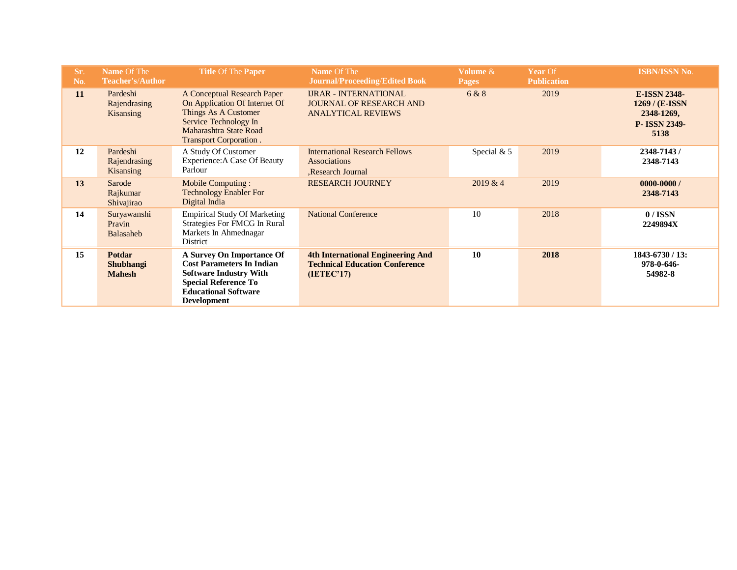| Sr. No. | Name Of The Teacher's/Author | Title Of The Paper | Name Of The Journal/Proceeding/Edited Book | Volume & Pages | Year Of Publication | ISBN/ISSN No. |
|---|---|---|---|---|---|---|
| **11** | Pardeshi Rajendrasing Kisansing | A Conceptual Research Paper On Application Of Internet Of Things As A Customer Service Technology In Maharashtra State Road Transport Corporation . | IJRAR - INTERNATIONAL JOURNAL OF RESEARCH AND ANALYTICAL REVIEWS | 6 & 8 | 2019 | **E-ISSN 2348-1269 / (E-ISSN 2348-1269, P- ISSN 2349-5138** |
| **12** | Pardeshi Rajendrasing Kisansing | A Study Of Customer Experience:A Case Of Beauty Parlour | International Research Fellows Associations ,Research Journal | Special & 5 | 2019 | **2348-7143 / 2348-7143** |
| **13** | Sarode Rajkumar Shivajirao | Mobile Computing : Technology Enabler For Digital India | RESEARCH JOURNEY | 2019 & 4 | 2019 | **0000-0000 / 2348-7143** |
| **14** | Suryawanshi Pravin Balasaheb | Empirical Study Of Marketing Strategies For FMCG In Rural Markets In Ahmednagar District | National Conference | 10 | 2018 | **0 / ISSN 2249894X** |
| **15** | **Potdar Shubhangi Mahesh** | **A Survey On Importance Of Cost Parameters In Indian Software Industry With Special Reference To Educational Software Development** | **4th International Engineering And Technical Education Conference (IETEC'17)** | **10** | **2018** | **1843-6730 / 13: 978-0-646-54982-8** |